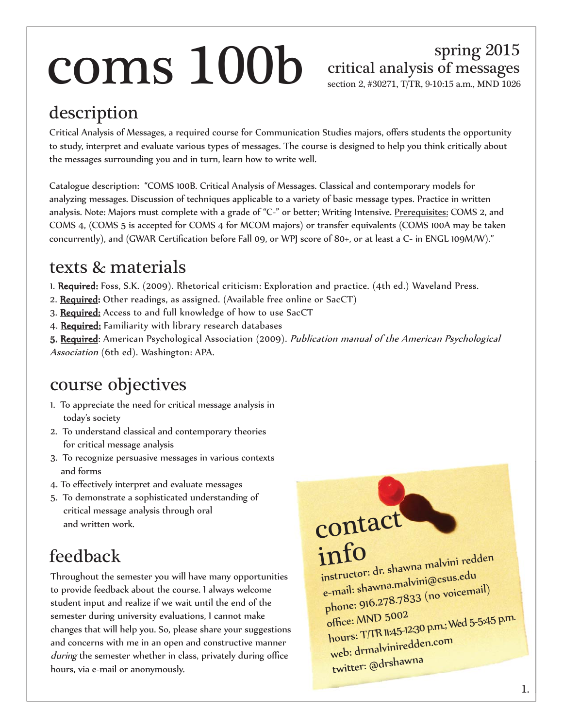# coms 100b

spring 2015
critical analysis of messages
section 2, #30271, T/TR, 9-10:15 a.m., MND 1026

## description

Critical Analysis of Messages, a required course for Communication Studies majors, offers students the opportunity to study, interpret and evaluate various types of messages. The course is designed to help you think critically about the messages surrounding you and in turn, learn how to write well.

Catalogue description: "COMS 100B. Critical Analysis of Messages. Classical and contemporary models for analyzing messages. Discussion of techniques applicable to a variety of basic message types. Practice in written analysis. Note: Majors must complete with a grade of "C-" or better; Writing Intensive. Prerequisites: COMS 2, and COMS 4, (COMS 5 is accepted for COMS 4 for MCOM majors) or transfer equivalents (COMS 100A may be taken concurrently), and (GWAR Certification before Fall 09, or WPJ score of 80+, or at least a C- in ENGL 109M/W)."

## texts & materials

1. **Required:** Foss, S.K. (2009). Rhetorical criticism: Exploration and practice. (4th ed.) Waveland Press.
2. **Required:** Other readings, as assigned. (Available free online or SacCT)
3. **Required:** Access to and full knowledge of how to use SacCT
4. **Required:** Familiarity with library research databases
5. **Required**: American Psychological Association (2009). *Publication manual of the American Psychological Association* (6th ed). Washington: APA.

## course objectives

1. To appreciate the need for critical message analysis in today's society
2. To understand classical and contemporary theories for critical message analysis
3. To recognize persuasive messages in various contexts and forms
4. To effectively interpret and evaluate messages
5. To demonstrate a sophisticated understanding of critical message analysis through oral and written work.

## feedback

Throughout the semester you will have many opportunities to provide feedback about the course. I always welcome student input and realize if we wait until the end of the semester during university evaluations, I cannot make changes that will help you. So, please share your suggestions and concerns with me in an open and constructive manner *during* the semester whether in class, privately during office hours, via e-mail or anonymously.

## contact info

instructor: dr. shawna malvini redden
e-mail: shawna.malvini@csus.edu
phone: 916.278.7833 (no voicemail)
office: MND 5002
hours: T/TR 11:45-12:30 p.m.; Wed 5-5:45 p.m.
web: drmalviniredden.com
twitter: @drshawna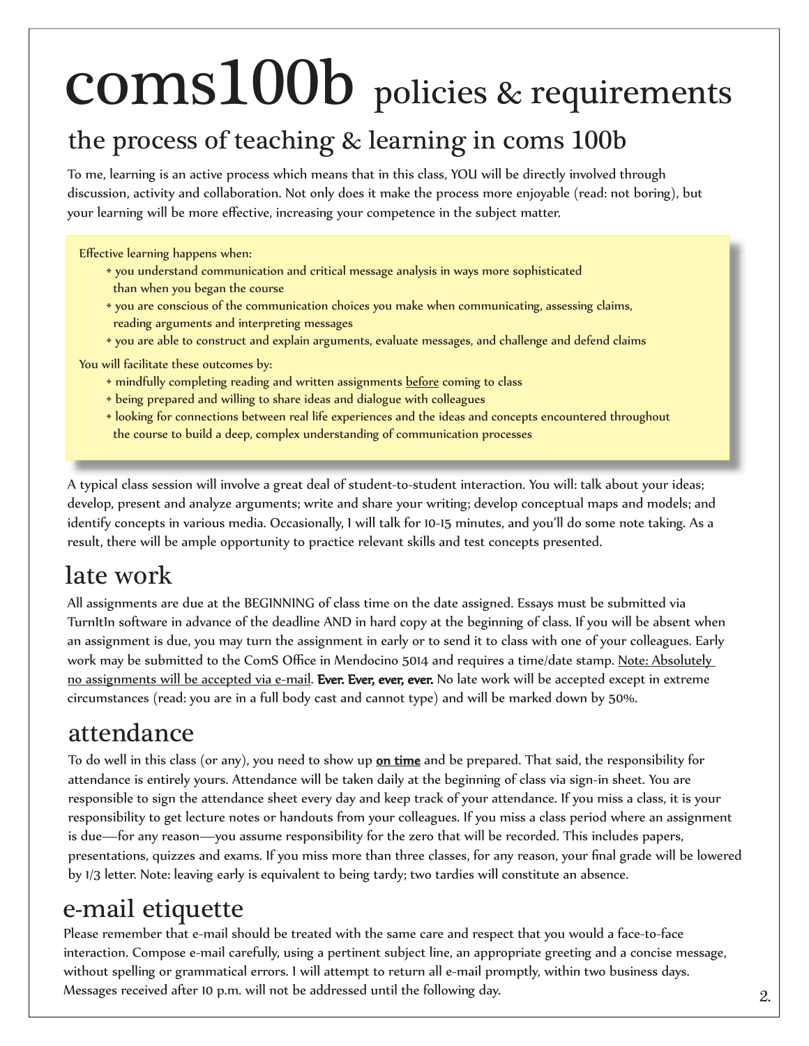# coms100b policies & requirements

## the process of teaching & learning in coms 100b

To me, learning is an active process which means that in this class, YOU will be directly involved through discussion, activity and collaboration. Not only does it make the process more enjoyable (read: not boring), but your learning will be more effective, increasing your competence in the subject matter.

Effective learning happens when:

- you understand communication and critical message analysis in ways more sophisticated than when you began the course
- you are conscious of the communication choices you make when communicating, assessing claims, reading arguments and interpreting messages
- you are able to construct and explain arguments, evaluate messages, and challenge and defend claims

You will facilitate these outcomes by:

- mindfully completing reading and written assignments <u>before</u> coming to class
- being prepared and willing to share ideas and dialogue with colleagues
- looking for connections between real life experiences and the ideas and concepts encountered throughout the course to build a deep, complex understanding of communication processes

A typical class session will involve a great deal of student-to-student interaction. You will: talk about your ideas; develop, present and analyze arguments; write and share your writing; develop conceptual maps and models; and identify concepts in various media. Occasionally, I will talk for 10-15 minutes, and you'll do some note taking. As a result, there will be ample opportunity to practice relevant skills and test concepts presented.

## late work

All assignments are due at the BEGINNING of class time on the date assigned. Essays must be submitted via TurnItIn software in advance of the deadline AND in hard copy at the beginning of class. If you will be absent when an assignment is due, you may turn the assignment in early or to send it to class with one of your colleagues. Early work may be submitted to the ComS Office in Mendocino 5014 and requires a time/date stamp. <u>Note: Absolutely no assignments will be accepted via e-mail</u>. **Ever. Ever, ever, ever.** No late work will be accepted except in extreme circumstances (read: you are in a full body cast and cannot type) and will be marked down by 50%.

## attendance

To do well in this class (or any), you need to show up **<u>on time</u>** and be prepared. That said, the responsibility for attendance is entirely yours. Attendance will be taken daily at the beginning of class via sign-in sheet. You are responsible to sign the attendance sheet every day and keep track of your attendance. If you miss a class, it is your responsibility to get lecture notes or handouts from your colleagues. If you miss a class period where an assignment is due—for any reason—you assume responsibility for the zero that will be recorded. This includes papers, presentations, quizzes and exams. If you miss more than three classes, for any reason, your final grade will be lowered by 1/3 letter. Note: leaving early is equivalent to being tardy; two tardies will constitute an absence.

## e-mail etiquette

Please remember that e-mail should be treated with the same care and respect that you would a face-to-face interaction. Compose e-mail carefully, using a pertinent subject line, an appropriate greeting and a concise message, without spelling or grammatical errors. I will attempt to return all e-mail promptly, within two business days. Messages received after 10 p.m. will not be addressed until the following day.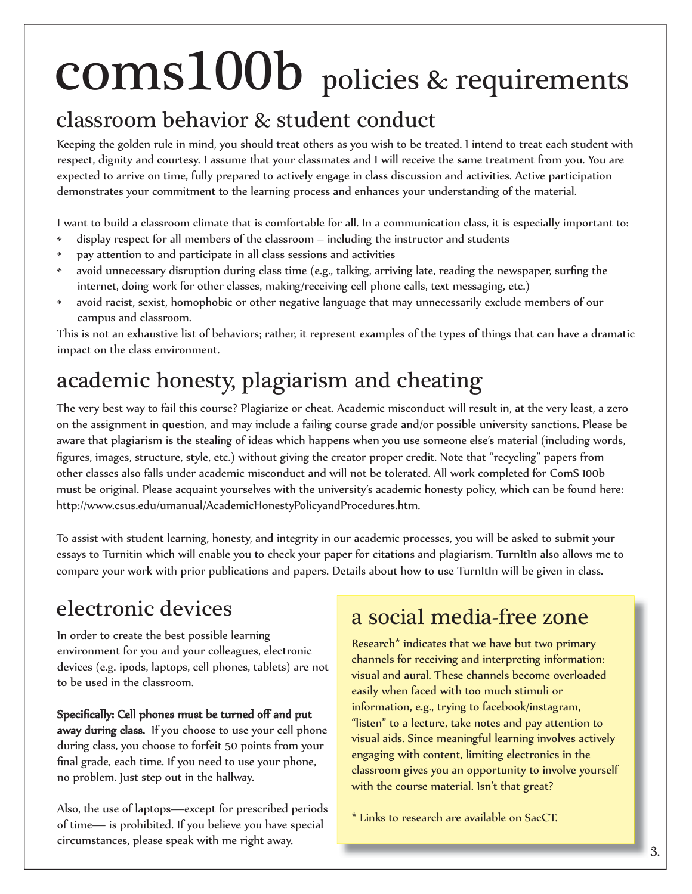# coms100b policies & requirements

## classroom behavior & student conduct

Keeping the golden rule in mind, you should treat others as you wish to be treated. I intend to treat each student with respect, dignity and courtesy. I assume that your classmates and I will receive the same treatment from you. You are expected to arrive on time, fully prepared to actively engage in class discussion and activities. Active participation demonstrates your commitment to the learning process and enhances your understanding of the material.

I want to build a classroom climate that is comfortable for all. In a communication class, it is especially important to:

- display respect for all members of the classroom – including the instructor and students
- pay attention to and participate in all class sessions and activities
- avoid unnecessary disruption during class time (e.g., talking, arriving late, reading the newspaper, surfing the internet, doing work for other classes, making/receiving cell phone calls, text messaging, etc.)
- avoid racist, sexist, homophobic or other negative language that may unnecessarily exclude members of our campus and classroom.

This is not an exhaustive list of behaviors; rather, it represent examples of the types of things that can have a dramatic impact on the class environment.

## academic honesty, plagiarism and cheating

The very best way to fail this course? Plagiarize or cheat. Academic misconduct will result in, at the very least, a zero on the assignment in question, and may include a failing course grade and/or possible university sanctions. Please be aware that plagiarism is the stealing of ideas which happens when you use someone else's material (including words, figures, images, structure, style, etc.) without giving the creator proper credit. Note that "recycling" papers from other classes also falls under academic misconduct and will not be tolerated. All work completed for ComS 100b must be original. Please acquaint yourselves with the university's academic honesty policy, which can be found here: http://www.csus.edu/umanual/AcademicHonestyPolicyandProcedures.htm.

To assist with student learning, honesty, and integrity in our academic processes, you will be asked to submit your essays to Turnitin which will enable you to check your paper for citations and plagiarism. TurnItIn also allows me to compare your work with prior publications and papers. Details about how to use TurnItIn will be given in class.

## electronic devices

In order to create the best possible learning environment for you and your colleagues, electronic devices (e.g. ipods, laptops, cell phones, tablets) are not to be used in the classroom.

**Specifically: Cell phones must be turned off and put away during class.** If you choose to use your cell phone during class, you choose to forfeit 50 points from your final grade, each time. If you need to use your phone, no problem. Just step out in the hallway.

Also, the use of laptops—except for prescribed periods of time— is prohibited. If you believe you have special circumstances, please speak with me right away.

## a social media-free zone

Research* indicates that we have but two primary channels for receiving and interpreting information: visual and aural. These channels become overloaded easily when faced with too much stimuli or information, e.g., trying to facebook/instagram, "listen" to a lecture, take notes and pay attention to visual aids. Since meaningful learning involves actively engaging with content, limiting electronics in the classroom gives you an opportunity to involve yourself with the course material. Isn't that great?

\* Links to research are available on SacCT.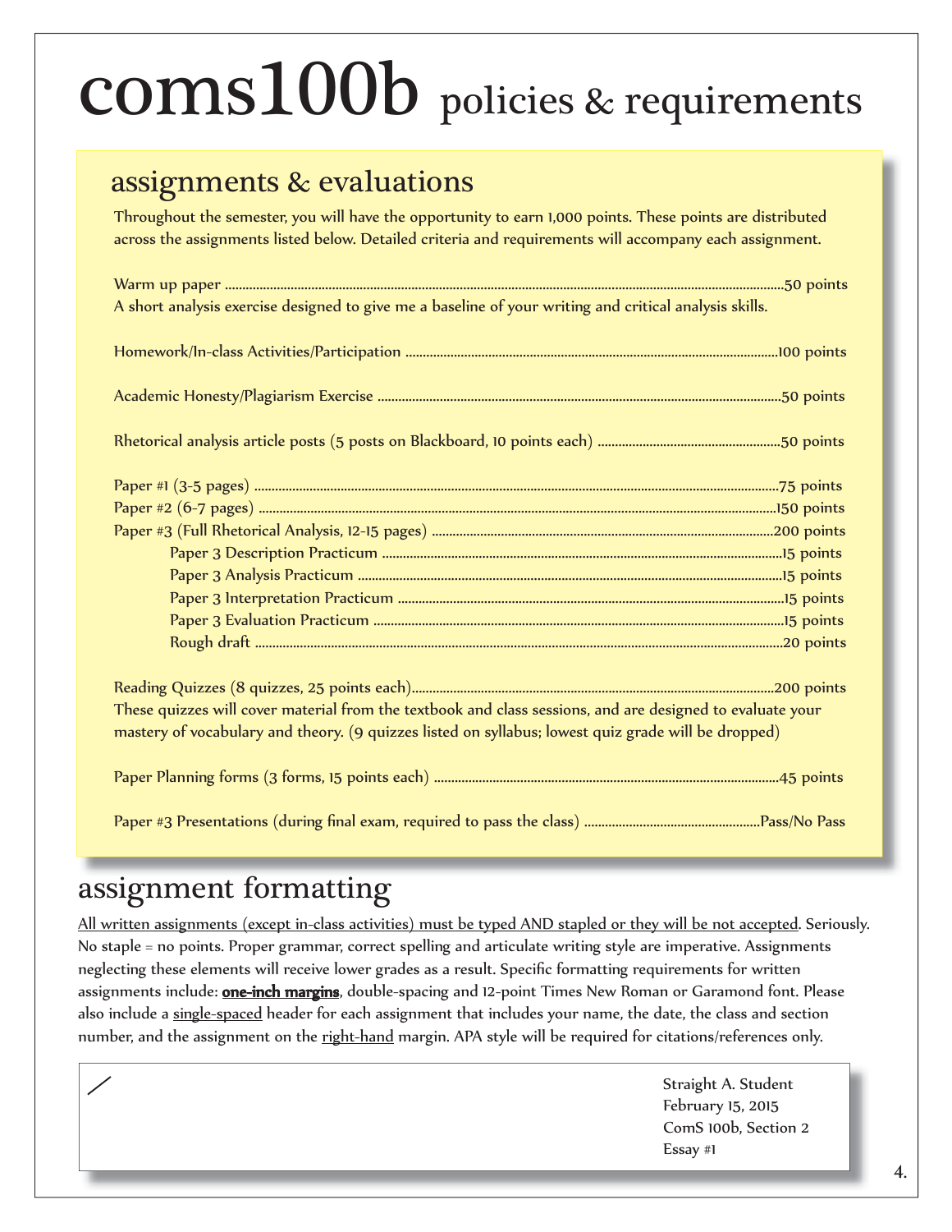# coms100b policies & requirements

## assignments & evaluations

Throughout the semester, you will have the opportunity to earn 1,000 points. These points are distributed across the assignments listed below. Detailed criteria and requirements will accompany each assignment.

Warm up paper ....................50 points
A short analysis exercise designed to give me a baseline of your writing and critical analysis skills.

Homework/In-class Activities/Participation ....................100 points

Academic Honesty/Plagiarism Exercise ....................50 points

Rhetorical analysis article posts (5 posts on Blackboard, 10 points each) ....................50 points

Paper #1 (3-5 pages) ....................75 points
Paper #2 (6-7 pages) ....................150 points
Paper #3 (Full Rhetorical Analysis, 12-15 pages) ....................200 points
- Paper 3 Description Practicum ....................15 points
- Paper 3 Analysis Practicum ....................15 points
- Paper 3 Interpretation Practicum ....................15 points
- Paper 3 Evaluation Practicum ....................15 points
- Rough draft ....................20 points

Reading Quizzes (8 quizzes, 25 points each)....................200 points
These quizzes will cover material from the textbook and class sessions, and are designed to evaluate your mastery of vocabulary and theory. (9 quizzes listed on syllabus; lowest quiz grade will be dropped)

Paper Planning forms (3 forms, 15 points each) ....................45 points

Paper #3 Presentations (during final exam, required to pass the class) ....................Pass/No Pass

## assignment formatting

<u>All written assignments (except in-class activities) must be typed AND stapled or they will be not accepted</u>. Seriously. No staple = no points. Proper grammar, correct spelling and articulate writing style are imperative. Assignments neglecting these elements will receive lower grades as a result. Specific formatting requirements for written assignments include: **<u>one-inch margins</u>**, double-spacing and 12-point Times New Roman or Garamond font. Please also include a <u>single-spaced</u> header for each assignment that includes your name, the date, the class and section number, and the assignment on the <u>right-hand</u> margin. APA style will be required for citations/references only.

Straight A. Student
February 15, 2015
ComS 100b, Section 2
Essay #1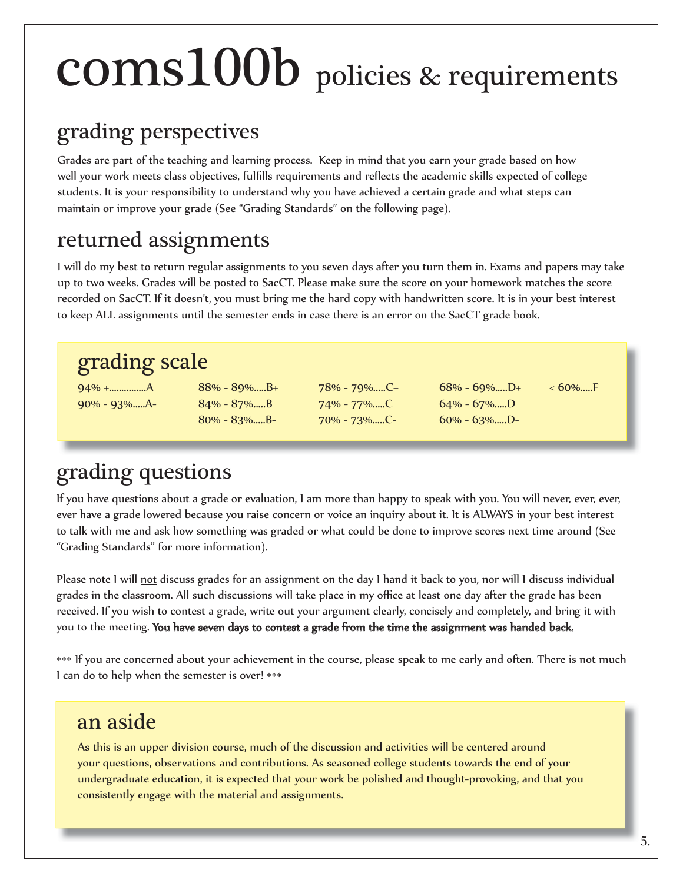# coms100b policies & requirements

## grading perspectives

Grades are part of the teaching and learning process. Keep in mind that you earn your grade based on how well your work meets class objectives, fulfills requirements and reflects the academic skills expected of college students. It is your responsibility to understand why you have achieved a certain grade and what steps can maintain or improve your grade (See "Grading Standards" on the following page).

## returned assignments

I will do my best to return regular assignments to you seven days after you turn them in. Exams and papers may take up to two weeks. Grades will be posted to SacCT. Please make sure the score on your homework matches the score recorded on SacCT. If it doesn't, you must bring me the hard copy with handwritten score. It is in your best interest to keep ALL assignments until the semester ends in case there is an error on the SacCT grade book.

## grading scale

| | | | | |
|---|---|---|---|---|
| 94% +...............A | 88% - 89%.....B+ | 78% - 79%.....C+ | 68% - 69%.....D+ | < 60%.....F |
| 90% - 93%.....A- | 84% - 87%.....B | 74% - 77%.....C | 64% - 67%.....D | |
| | 80% - 83%.....B- | 70% - 73%.....C- | 60% - 63%.....D- | |

## grading questions

If you have questions about a grade or evaluation, I am more than happy to speak with you. You will never, ever, ever, ever have a grade lowered because you raise concern or voice an inquiry about it. It is ALWAYS in your best interest to talk with me and ask how something was graded or what could be done to improve scores next time around (See "Grading Standards" for more information).

Please note I will not discuss grades for an assignment on the day I hand it back to you, nor will I discuss individual grades in the classroom. All such discussions will take place in my office at least one day after the grade has been received. If you wish to contest a grade, write out your argument clearly, concisely and completely, and bring it with you to the meeting. **You have seven days to contest a grade from the time the assignment was handed back.**

❖❖❖ If you are concerned about your achievement in the course, please speak to me early and often. There is not much I can do to help when the semester is over! ❖❖❖

## an aside

As this is an upper division course, much of the discussion and activities will be centered around your questions, observations and contributions. As seasoned college students towards the end of your undergraduate education, it is expected that your work be polished and thought-provoking, and that you consistently engage with the material and assignments.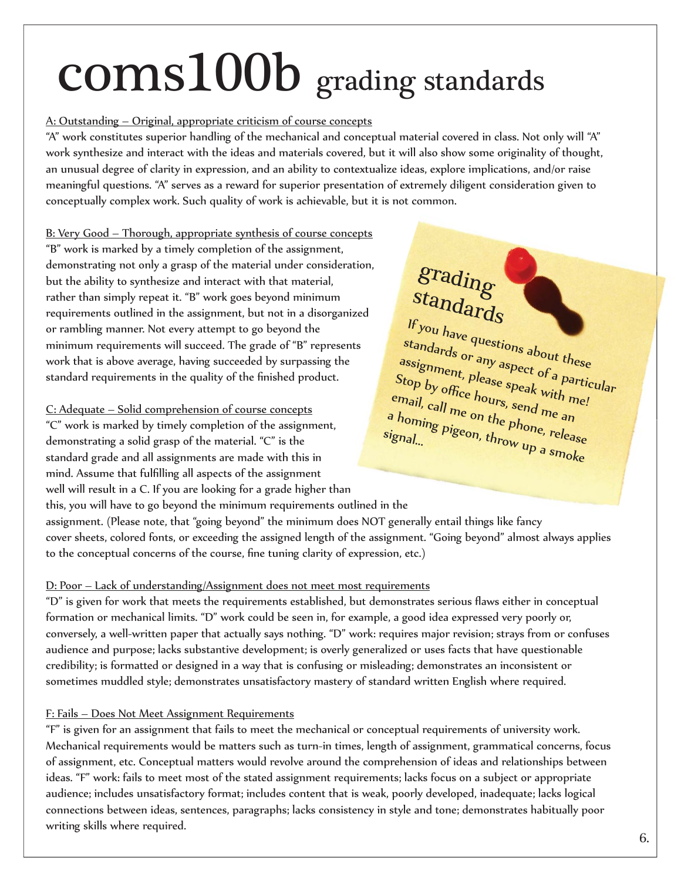# coms100b grading standards

<u>A: Outstanding – Original, appropriate criticism of course concepts</u>

"A" work constitutes superior handling of the mechanical and conceptual material covered in class. Not only will "A" work synthesize and interact with the ideas and materials covered, but it will also show some originality of thought, an unusual degree of clarity in expression, and an ability to contextualize ideas, explore implications, and/or raise meaningful questions. "A" serves as a reward for superior presentation of extremely diligent consideration given to conceptually complex work. Such quality of work is achievable, but it is not common.

<u>B: Very Good – Thorough, appropriate synthesis of course concepts</u>

"B" work is marked by a timely completion of the assignment, demonstrating not only a grasp of the material under consideration, but the ability to synthesize and interact with that material, rather than simply repeat it. "B" work goes beyond minimum requirements outlined in the assignment, but not in a disorganized or rambling manner. Not every attempt to go beyond the minimum requirements will succeed. The grade of "B" represents work that is above average, having succeeded by surpassing the standard requirements in the quality of the finished product.

<u>C: Adequate – Solid comprehension of course concepts</u>

"C" work is marked by timely completion of the assignment, demonstrating a solid grasp of the material. "C" is the standard grade and all assignments are made with this in mind. Assume that fulfilling all aspects of the assignment well will result in a C. If you are looking for a grade higher than this, you will have to go beyond the minimum requirements outlined in the assignment. (Please note, that "going beyond" the minimum does NOT generally entail things like fancy cover sheets, colored fonts, or exceeding the assigned length of the assignment. "Going beyond" almost always applies to the conceptual concerns of the course, fine tuning clarity of expression, etc.)

> **grading standards**
>
> If you have questions about these standards or any aspect of a particular assignment, please speak with me! Stop by office hours, send me an email, call me on the phone, release a homing pigeon, throw up a smoke signal...

<u>D: Poor – Lack of understanding/Assignment does not meet most requirements</u>

"D" is given for work that meets the requirements established, but demonstrates serious flaws either in conceptual formation or mechanical limits. "D" work could be seen in, for example, a good idea expressed very poorly or, conversely, a well-written paper that actually says nothing. "D" work: requires major revision; strays from or confuses audience and purpose; lacks substantive development; is overly generalized or uses facts that have questionable credibility; is formatted or designed in a way that is confusing or misleading; demonstrates an inconsistent or sometimes muddled style; demonstrates unsatisfactory mastery of standard written English where required.

<u>F: Fails – Does Not Meet Assignment Requirements</u>

"F" is given for an assignment that fails to meet the mechanical or conceptual requirements of university work. Mechanical requirements would be matters such as turn-in times, length of assignment, grammatical concerns, focus of assignment, etc. Conceptual matters would revolve around the comprehension of ideas and relationships between ideas. "F" work: fails to meet most of the stated assignment requirements; lacks focus on a subject or appropriate audience; includes unsatisfactory format; includes content that is weak, poorly developed, inadequate; lacks logical connections between ideas, sentences, paragraphs; lacks consistency in style and tone; demonstrates habitually poor writing skills where required.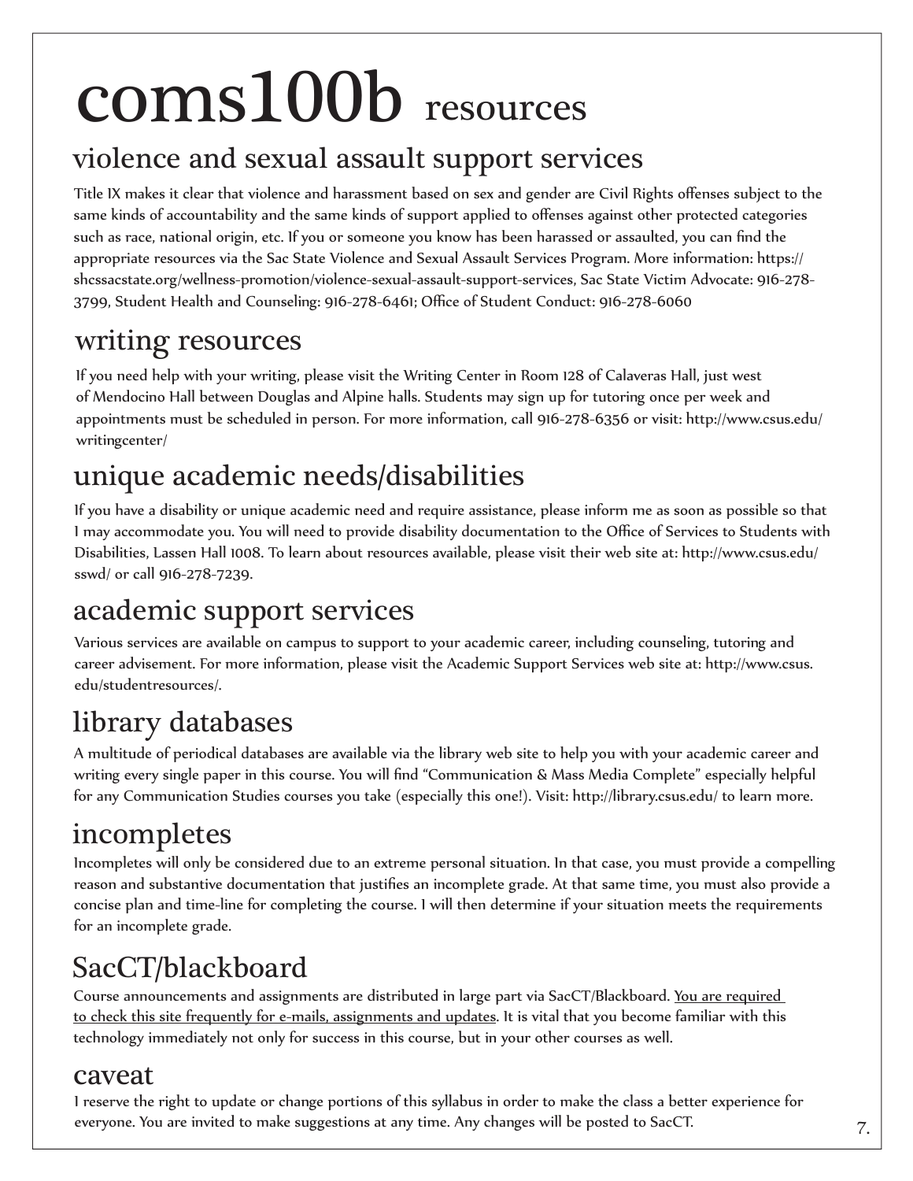# coms100b resources

## violence and sexual assault support services

Title IX makes it clear that violence and harassment based on sex and gender are Civil Rights offenses subject to the same kinds of accountability and the same kinds of support applied to offenses against other protected categories such as race, national origin, etc. If you or someone you know has been harassed or assaulted, you can find the appropriate resources via the Sac State Violence and Sexual Assault Services Program. More information: https://shcssacstate.org/wellness-promotion/violence-sexual-assault-support-services, Sac State Victim Advocate: 916-278-3799, Student Health and Counseling: 916-278-6461; Office of Student Conduct: 916-278-6060

## writing resources

If you need help with your writing, please visit the Writing Center in Room 128 of Calaveras Hall, just west of Mendocino Hall between Douglas and Alpine halls. Students may sign up for tutoring once per week and appointments must be scheduled in person. For more information, call 916-278-6356 or visit: http://www.csus.edu/writingcenter/

## unique academic needs/disabilities

If you have a disability or unique academic need and require assistance, please inform me as soon as possible so that I may accommodate you. You will need to provide disability documentation to the Office of Services to Students with Disabilities, Lassen Hall 1008. To learn about resources available, please visit their web site at: http://www.csus.edu/sswd/ or call 916-278-7239.

## academic support services

Various services are available on campus to support to your academic career, including counseling, tutoring and career advisement. For more information, please visit the Academic Support Services web site at: http://www.csus.edu/studentresources/.

## library databases

A multitude of periodical databases are available via the library web site to help you with your academic career and writing every single paper in this course. You will find "Communication & Mass Media Complete" especially helpful for any Communication Studies courses you take (especially this one!). Visit: http://library.csus.edu/ to learn more.

## incompletes

Incompletes will only be considered due to an extreme personal situation. In that case, you must provide a compelling reason and substantive documentation that justifies an incomplete grade. At that same time, you must also provide a concise plan and time-line for completing the course. I will then determine if your situation meets the requirements for an incomplete grade.

## SacCT/blackboard

Course announcements and assignments are distributed in large part via SacCT/Blackboard. <u>You are required to check this site frequently for e-mails, assignments and updates</u>. It is vital that you become familiar with this technology immediately not only for success in this course, but in your other courses as well.

## caveat

I reserve the right to update or change portions of this syllabus in order to make the class a better experience for everyone. You are invited to make suggestions at any time. Any changes will be posted to SacCT.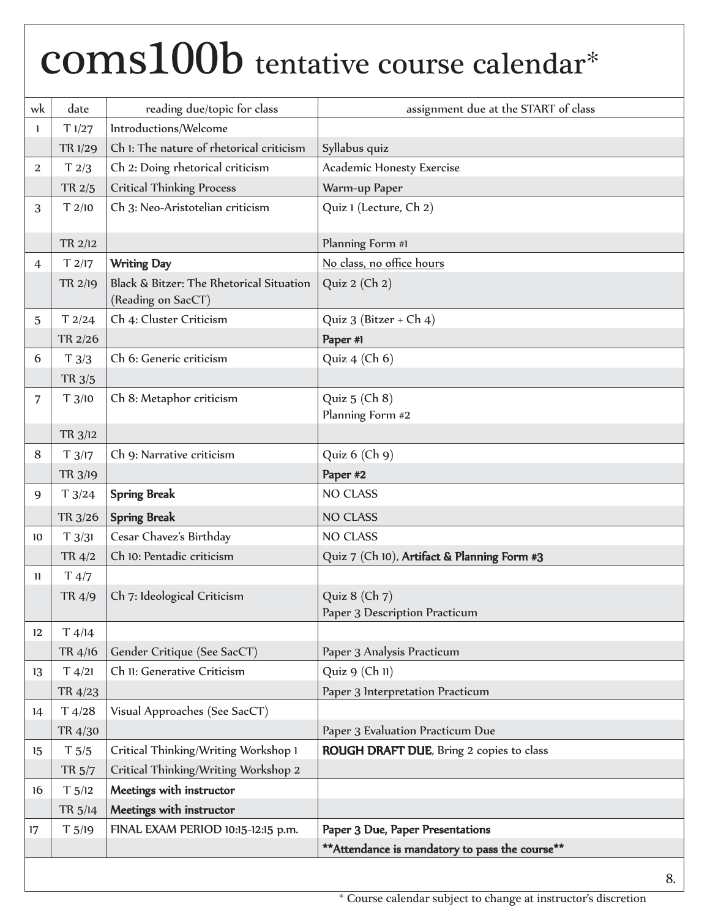# coms100b tentative course calendar*

| wk | date | reading due/topic for class | assignment due at the START of class |
|---|---|---|---|
| 1 | T 1/27 | Introductions/Welcome | |
| | TR 1/29 | Ch 1: The nature of rhetorical criticism | Syllabus quiz |
| 2 | T 2/3 | Ch 2: Doing rhetorical criticism | Academic Honesty Exercise |
| | TR 2/5 | Critical Thinking Process | Warm-up Paper |
| 3 | T 2/10 | Ch 3: Neo-Aristotelian criticism | Quiz 1 (Lecture, Ch 2) |
| | TR 2/12 | | Planning Form #1 |
| 4 | T 2/17 | **Writing Day** | No class, no office hours |
| | TR 2/19 | Black & Bitzer: The Rhetorical Situation (Reading on SacCT) | Quiz 2 (Ch 2) |
| 5 | T 2/24 | Ch 4: Cluster Criticism | Quiz 3 (Bitzer + Ch 4) |
| | TR 2/26 | | **Paper #1** |
| 6 | T 3/3 | Ch 6: Generic criticism | Quiz 4 (Ch 6) |
| | TR 3/5 | | |
| 7 | T 3/10 | Ch 8: Metaphor criticism | Quiz 5 (Ch 8)<br>Planning Form #2 |
| | TR 3/12 | | |
| 8 | T 3/17 | Ch 9: Narrative criticism | Quiz 6 (Ch 9) |
| | TR 3/19 | | **Paper #2** |
| 9 | T 3/24 | **Spring Break** | NO CLASS |
| | TR 3/26 | **Spring Break** | NO CLASS |
| 10 | T 3/31 | Cesar Chavez's Birthday | NO CLASS |
| | TR 4/2 | Ch 10: Pentadic criticism | Quiz 7 (Ch 10), **Artifact & Planning Form #3** |
| 11 | T 4/7 | | |
| | TR 4/9 | Ch 7: Ideological Criticism | Quiz 8 (Ch 7)<br>Paper 3 Description Practicum |
| 12 | T 4/14 | | |
| | TR 4/16 | Gender Critique (See SacCT) | Paper 3 Analysis Practicum |
| 13 | T 4/21 | Ch 11: Generative Criticism | Quiz 9 (Ch 11) |
| | TR 4/23 | | Paper 3 Interpretation Practicum |
| 14 | T 4/28 | Visual Approaches (See SacCT) | |
| | TR 4/30 | | Paper 3 Evaluation Practicum Due |
| 15 | T 5/5 | Critical Thinking/Writing Workshop 1 | **ROUGH DRAFT DUE**, Bring 2 copies to class |
| | TR 5/7 | Critical Thinking/Writing Workshop 2 | |
| 16 | T 5/12 | **Meetings with instructor** | |
| | TR 5/14 | **Meetings with instructor** | |
| 17 | T 5/19 | FINAL EXAM PERIOD 10:15-12:15 p.m. | **Paper 3 Due, Paper Presentations** |
| | | | **\*\*Attendance is mandatory to pass the course\*\*** |

\* Course calendar subject to change at instructor's discretion